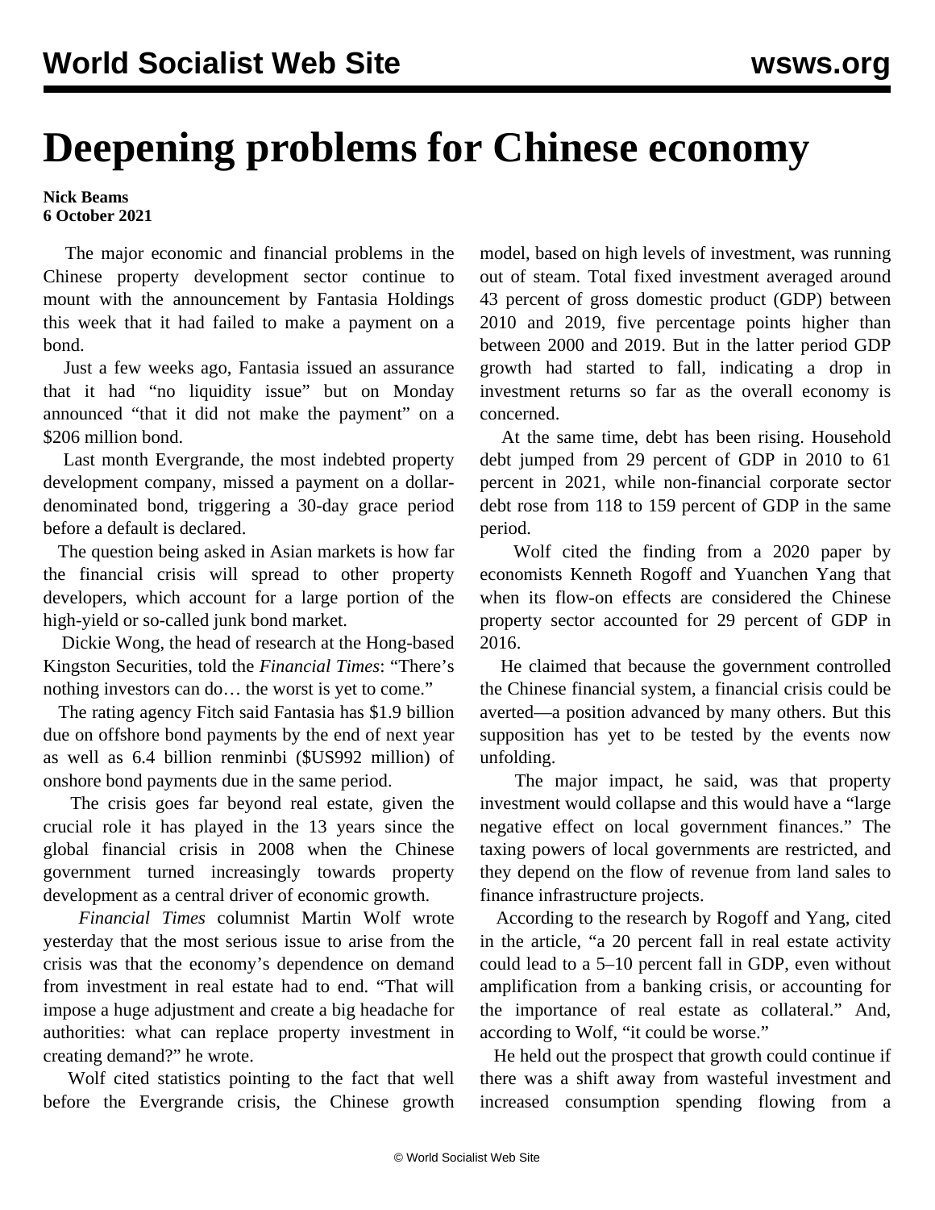# Deepening problems for Chinese economy

**Nick Beams**
**6 October 2021**

The major economic and financial problems in the Chinese property development sector continue to mount with the announcement by Fantasia Holdings this week that it had failed to make a payment on a bond.

Just a few weeks ago, Fantasia issued an assurance that it had "no liquidity issue" but on Monday announced "that it did not make the payment" on a $206 million bond.

Last month Evergrande, the most indebted property development company, missed a payment on a dollar-denominated bond, triggering a 30-day grace period before a default is declared.

The question being asked in Asian markets is how far the financial crisis will spread to other property developers, which account for a large portion of the high-yield or so-called junk bond market.

Dickie Wong, the head of research at the Hong-based Kingston Securities, told the *Financial Times*: "There's nothing investors can do… the worst is yet to come."

The rating agency Fitch said Fantasia has $1.9 billion due on offshore bond payments by the end of next year as well as 6.4 billion renminbi ($US992 million) of onshore bond payments due in the same period.

The crisis goes far beyond real estate, given the crucial role it has played in the 13 years since the global financial crisis in 2008 when the Chinese government turned increasingly towards property development as a central driver of economic growth.

*Financial Times* columnist Martin Wolf wrote yesterday that the most serious issue to arise from the crisis was that the economy's dependence on demand from investment in real estate had to end. "That will impose a huge adjustment and create a big headache for authorities: what can replace property investment in creating demand?" he wrote.

Wolf cited statistics pointing to the fact that well before the Evergrande crisis, the Chinese growth model, based on high levels of investment, was running out of steam. Total fixed investment averaged around 43 percent of gross domestic product (GDP) between 2010 and 2019, five percentage points higher than between 2000 and 2019. But in the latter period GDP growth had started to fall, indicating a drop in investment returns so far as the overall economy is concerned.

At the same time, debt has been rising. Household debt jumped from 29 percent of GDP in 2010 to 61 percent in 2021, while non-financial corporate sector debt rose from 118 to 159 percent of GDP in the same period.

Wolf cited the finding from a 2020 paper by economists Kenneth Rogoff and Yuanchen Yang that when its flow-on effects are considered the Chinese property sector accounted for 29 percent of GDP in 2016.

He claimed that because the government controlled the Chinese financial system, a financial crisis could be averted—a position advanced by many others. But this supposition has yet to be tested by the events now unfolding.

The major impact, he said, was that property investment would collapse and this would have a "large negative effect on local government finances." The taxing powers of local governments are restricted, and they depend on the flow of revenue from land sales to finance infrastructure projects.

According to the research by Rogoff and Yang, cited in the article, "a 20 percent fall in real estate activity could lead to a 5–10 percent fall in GDP, even without amplification from a banking crisis, or accounting for the importance of real estate as collateral." And, according to Wolf, "it could be worse."

He held out the prospect that growth could continue if there was a shift away from wasteful investment and increased consumption spending flowing from a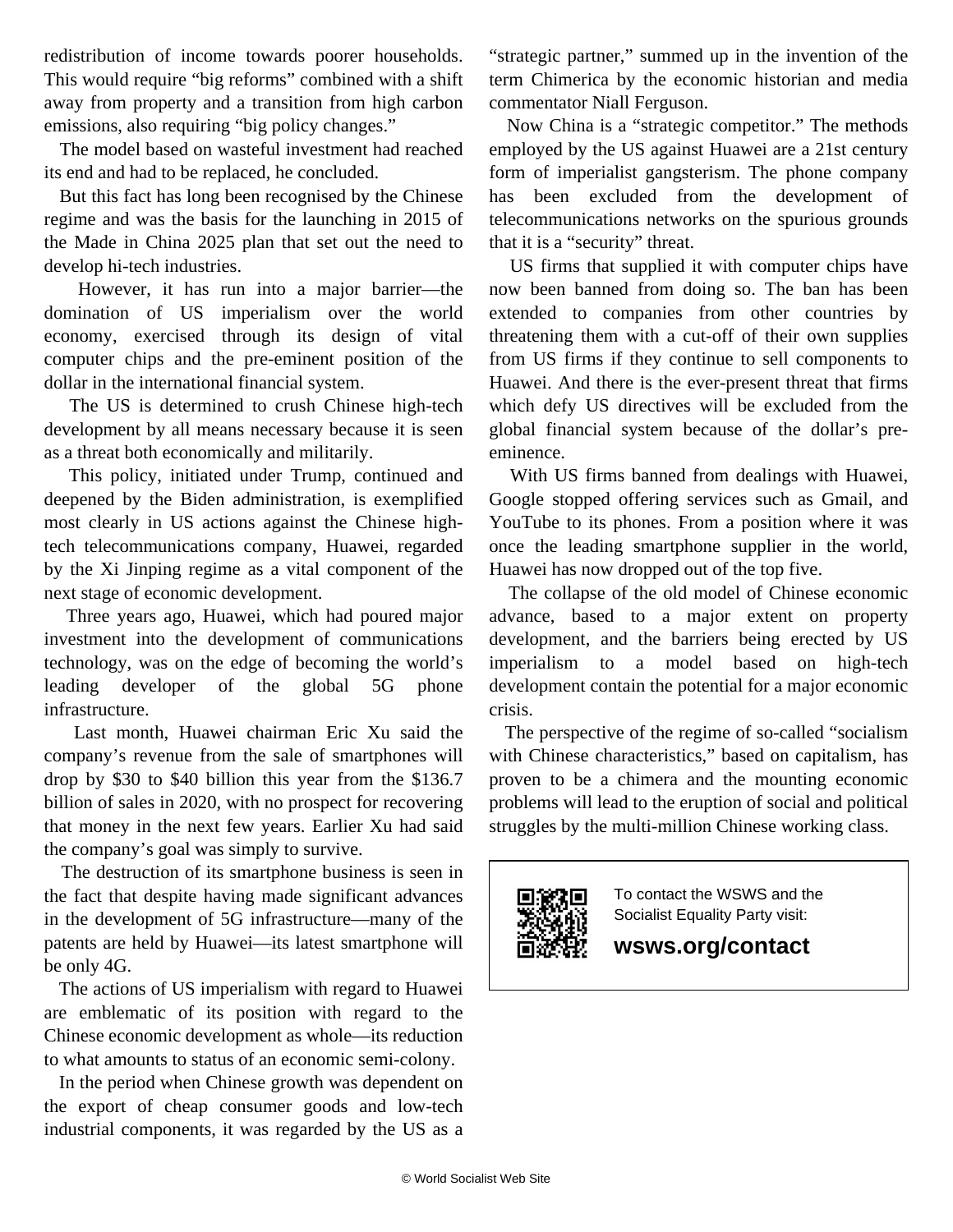redistribution of income towards poorer households. This would require "big reforms" combined with a shift away from property and a transition from high carbon emissions, also requiring "big policy changes."

The model based on wasteful investment had reached its end and had to be replaced, he concluded.

But this fact has long been recognised by the Chinese regime and was the basis for the launching in 2015 of the Made in China 2025 plan that set out the need to develop hi-tech industries.

However, it has run into a major barrier—the domination of US imperialism over the world economy, exercised through its design of vital computer chips and the pre-eminent position of the dollar in the international financial system.

The US is determined to crush Chinese high-tech development by all means necessary because it is seen as a threat both economically and militarily.

This policy, initiated under Trump, continued and deepened by the Biden administration, is exemplified most clearly in US actions against the Chinese high-tech telecommunications company, Huawei, regarded by the Xi Jinping regime as a vital component of the next stage of economic development.

Three years ago, Huawei, which had poured major investment into the development of communications technology, was on the edge of becoming the world's leading developer of the global 5G phone infrastructure.

Last month, Huawei chairman Eric Xu said the company's revenue from the sale of smartphones will drop by $30 to $40 billion this year from the $136.7 billion of sales in 2020, with no prospect for recovering that money in the next few years. Earlier Xu had said the company's goal was simply to survive.

The destruction of its smartphone business is seen in the fact that despite having made significant advances in the development of 5G infrastructure—many of the patents are held by Huawei—its latest smartphone will be only 4G.

The actions of US imperialism with regard to Huawei are emblematic of its position with regard to the Chinese economic development as whole—its reduction to what amounts to status of an economic semi-colony.

In the period when Chinese growth was dependent on the export of cheap consumer goods and low-tech industrial components, it was regarded by the US as a "strategic partner," summed up in the invention of the term Chimerica by the economic historian and media commentator Niall Ferguson.

Now China is a "strategic competitor." The methods employed by the US against Huawei are a 21st century form of imperialist gangsterism. The phone company has been excluded from the development of telecommunications networks on the spurious grounds that it is a "security" threat.

US firms that supplied it with computer chips have now been banned from doing so. The ban has been extended to companies from other countries by threatening them with a cut-off of their own supplies from US firms if they continue to sell components to Huawei. And there is the ever-present threat that firms which defy US directives will be excluded from the global financial system because of the dollar's pre-eminence.

With US firms banned from dealings with Huawei, Google stopped offering services such as Gmail, and YouTube to its phones. From a position where it was once the leading smartphone supplier in the world, Huawei has now dropped out of the top five.

The collapse of the old model of Chinese economic advance, based to a major extent on property development, and the barriers being erected by US imperialism to a model based on high-tech development contain the potential for a major economic crisis.

The perspective of the regime of so-called "socialism with Chinese characteristics," based on capitalism, has proven to be a chimera and the mounting economic problems will lead to the eruption of social and political struggles by the multi-million Chinese working class.

To contact the WSWS and the Socialist Equality Party visit:

**wsws.org/contact**